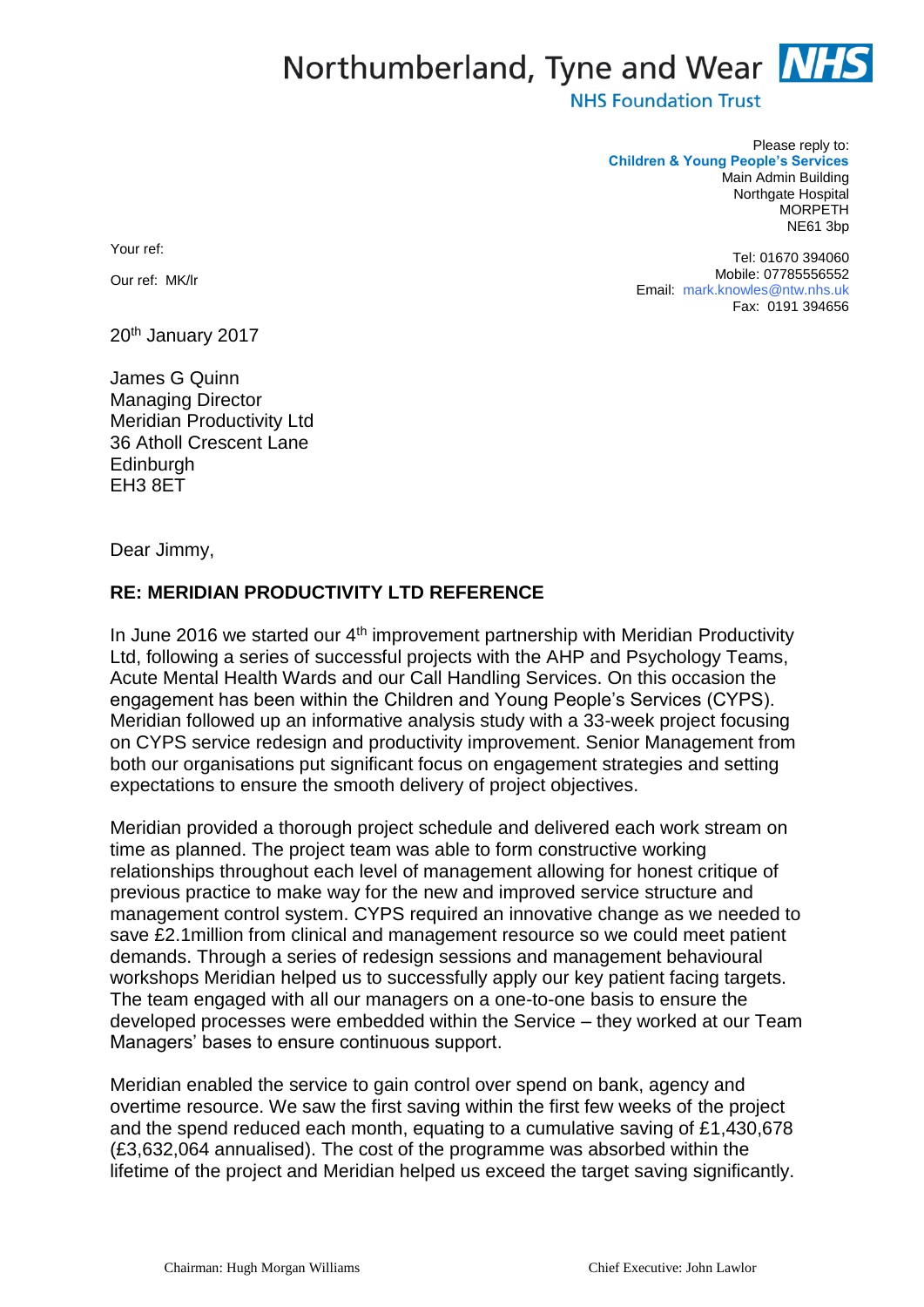Northumberland, Tyne and Wear NHS

NHS Foundation Trust

Please reply to:
**Children & Young People's Services**
Main Admin Building
Northgate Hospital
MORPETH
NE61 3bp

Tel: 01670 394060
Mobile: 07785556552
Email: mark.knowles@ntw.nhs.uk
Fax: 0191 394656

Your ref:

Our ref: MK/lr

20th January 2017

James G Quinn
Managing Director
Meridian Productivity Ltd
36 Atholl Crescent Lane
Edinburgh
EH3 8ET

Dear Jimmy,

**RE: MERIDIAN PRODUCTIVITY LTD REFERENCE**

In June 2016 we started our 4th improvement partnership with Meridian Productivity Ltd, following a series of successful projects with the AHP and Psychology Teams, Acute Mental Health Wards and our Call Handling Services. On this occasion the engagement has been within the Children and Young People's Services (CYPS). Meridian followed up an informative analysis study with a 33-week project focusing on CYPS service redesign and productivity improvement. Senior Management from both our organisations put significant focus on engagement strategies and setting expectations to ensure the smooth delivery of project objectives.

Meridian provided a thorough project schedule and delivered each work stream on time as planned. The project team was able to form constructive working relationships throughout each level of management allowing for honest critique of previous practice to make way for the new and improved service structure and management control system. CYPS required an innovative change as we needed to save £2.1million from clinical and management resource so we could meet patient demands. Through a series of redesign sessions and management behavioural workshops Meridian helped us to successfully apply our key patient facing targets. The team engaged with all our managers on a one-to-one basis to ensure the developed processes were embedded within the Service – they worked at our Team Managers' bases to ensure continuous support.

Meridian enabled the service to gain control over spend on bank, agency and overtime resource. We saw the first saving within the first few weeks of the project and the spend reduced each month, equating to a cumulative saving of £1,430,678 (£3,632,064 annualised). The cost of the programme was absorbed within the lifetime of the project and Meridian helped us exceed the target saving significantly.

Chairman: Hugh Morgan Williams

Chief Executive: John Lawlor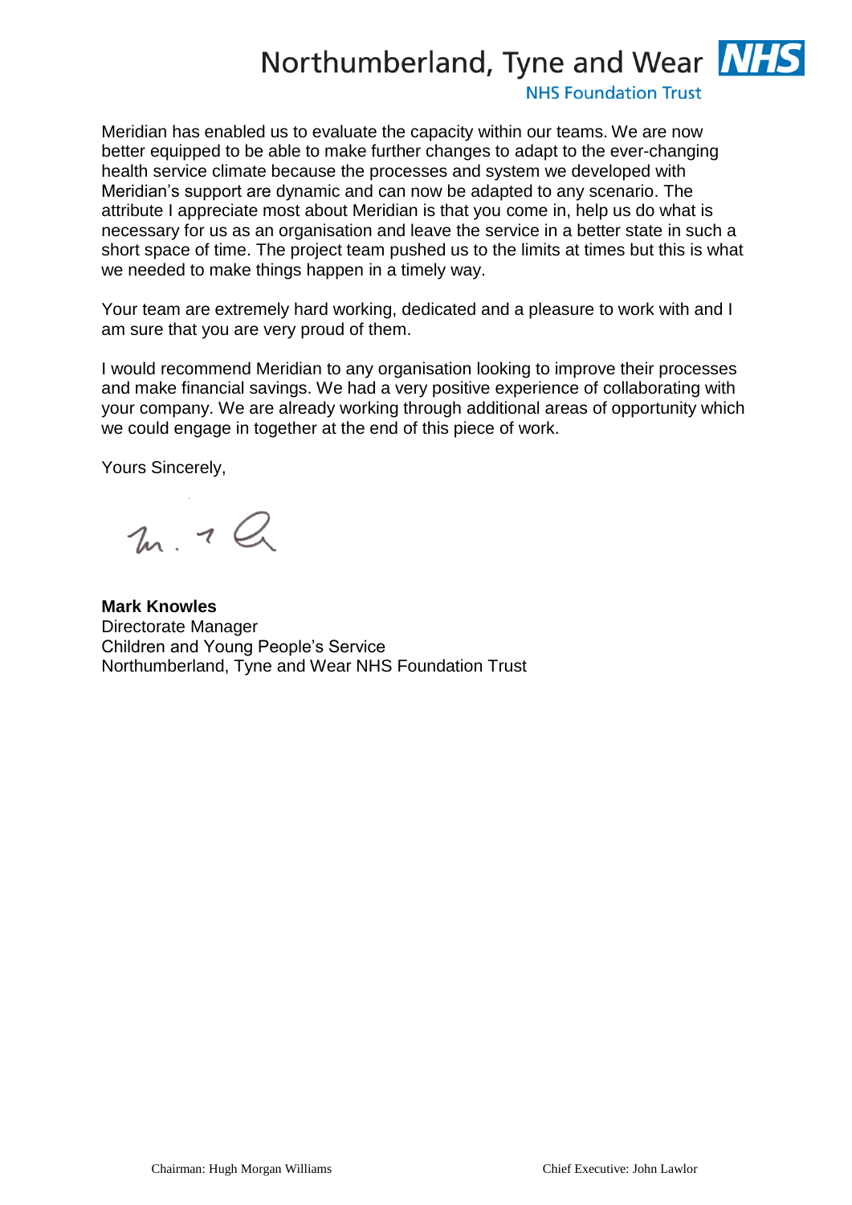Northumberland, Tyne and Wear NHS
NHS Foundation Trust

Meridian has enabled us to evaluate the capacity within our teams. We are now better equipped to be able to make further changes to adapt to the ever-changing health service climate because the processes and system we developed with Meridian's support are dynamic and can now be adapted to any scenario. The attribute I appreciate most about Meridian is that you come in, help us do what is necessary for us as an organisation and leave the service in a better state in such a short space of time. The project team pushed us to the limits at times but this is what we needed to make things happen in a timely way.

Your team are extremely hard working, dedicated and a pleasure to work with and I am sure that you are very proud of them.

I would recommend Meridian to any organisation looking to improve their processes and make financial savings. We had a very positive experience of collaborating with your company. We are already working through additional areas of opportunity which we could engage in together at the end of this piece of work.

Yours Sincerely,

**Mark Knowles**
Directorate Manager
Children and Young People's Service
Northumberland, Tyne and Wear NHS Foundation Trust

Chairman: Hugh Morgan Williams

Chief Executive: John Lawlor